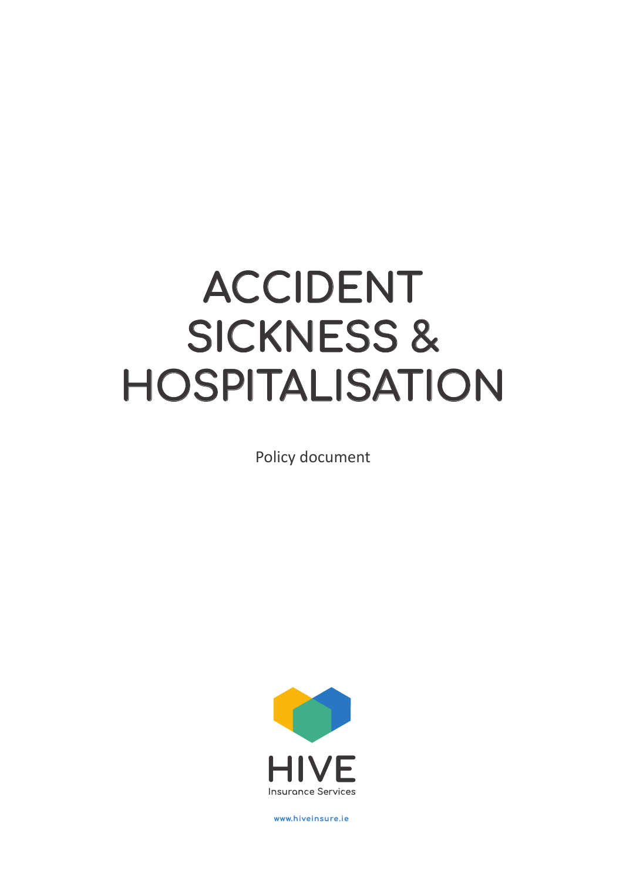# ACCIDENT SICKNESS & HOSPITALISATION

Policy document

HIVE

Insurance Services

www.hiveinsure.ie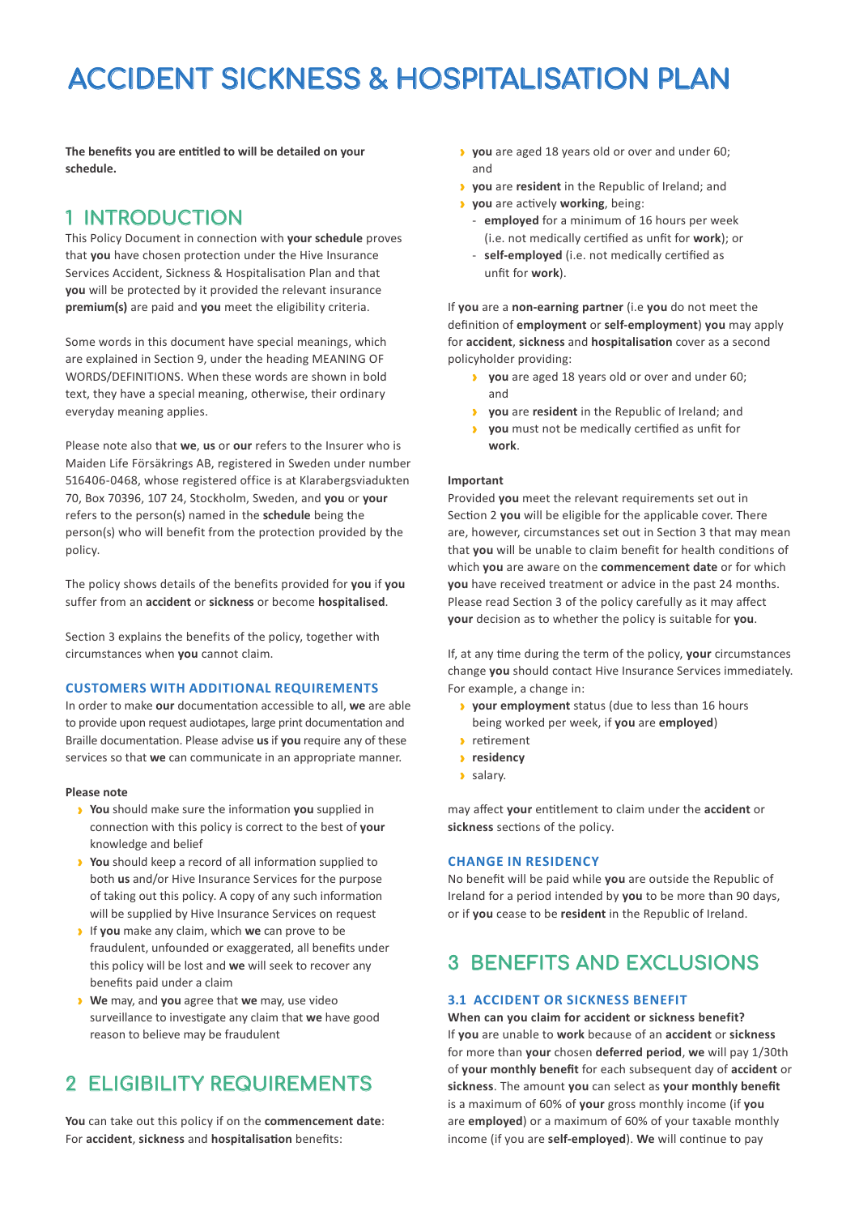# ACCIDENT SICKNESS & HOSPITALISATION PLAN

**The benefits you are entitled to will be detailed on your schedule.**

## 1 INTRODUCTION

This Policy Document in connection with **your schedule** proves that **you** have chosen protection under the Hive Insurance Services Accident, Sickness & Hospitalisation Plan and that **you** will be protected by it provided the relevant insurance **premium(s)** are paid and **you** meet the eligibility criteria.

Some words in this document have special meanings, which are explained in Section 9, under the heading MEANING OF WORDS/DEFINITIONS. When these words are shown in bold text, they have a special meaning, otherwise, their ordinary everyday meaning applies.

Please note also that **we**, **us** or **our** refers to the Insurer who is Maiden Life Försäkrings AB, registered in Sweden under number 516406-0468, whose registered office is at Klarabergsviadukten 70, Box 70396, 107 24, Stockholm, Sweden, and **you** or **your** refers to the person(s) named in the **schedule** being the person(s) who will benefit from the protection provided by the policy.

The policy shows details of the benefits provided for **you** if **you** suffer from an **accident** or **sickness** or become **hospitalised**.

Section 3 explains the benefits of the policy, together with circumstances when **you** cannot claim.

### CUSTOMERS WITH ADDITIONAL REQUIREMENTS

In order to make **our** documentation accessible to all, **we** are able to provide upon request audiotapes, large print documentation and Braille documentation. Please advise **us** if **you** require any of these services so that **we** can communicate in an appropriate manner.

**Please note**

- **You** should make sure the information **you** supplied in connection with this policy is correct to the best of **your** knowledge and belief
- **You** should keep a record of all information supplied to both **us** and/or Hive Insurance Services for the purpose of taking out this policy. A copy of any such information will be supplied by Hive Insurance Services on request
- If **you** make any claim, which **we** can prove to be fraudulent, unfounded or exaggerated, all benefits under this policy will be lost and **we** will seek to recover any benefits paid under a claim
- **We** may, and **you** agree that **we** may, use video surveillance to investigate any claim that **we** have good reason to believe may be fraudulent

## 2 ELIGIBILITY REQUIREMENTS

**You** can take out this policy if on the **commencement date**:
For **accident**, **sickness** and **hospitalisation** benefits:

- **you** are aged 18 years old or over and under 60; and
- **you** are **resident** in the Republic of Ireland; and
- **you** are actively **working**, being:
  - **employed** for a minimum of 16 hours per week (i.e. not medically certified as unfit for **work**); or
  - **self-employed** (i.e. not medically certified as unfit for **work**).

If **you** are a **non-earning partner** (i.e **you** do not meet the definition of **employment** or **self-employment**) **you** may apply for **accident**, **sickness** and **hospitalisation** cover as a second policyholder providing:

- **you** are aged 18 years old or over and under 60; and
- **you** are **resident** in the Republic of Ireland; and
- **you** must not be medically certified as unfit for **work**.

**Important**

Provided **you** meet the relevant requirements set out in Section 2 **you** will be eligible for the applicable cover. There are, however, circumstances set out in Section 3 that may mean that **you** will be unable to claim benefit for health conditions of which **you** are aware on the **commencement date** or for which **you** have received treatment or advice in the past 24 months. Please read Section 3 of the policy carefully as it may affect **your** decision as to whether the policy is suitable for **you**.

If, at any time during the term of the policy, **your** circumstances change **you** should contact Hive Insurance Services immediately. For example, a change in:

- **your employment** status (due to less than 16 hours being worked per week, if **you** are **employed**)
- retirement
- **residency**
- salary.

may affect **your** entitlement to claim under the **accident** or **sickness** sections of the policy.

### CHANGE IN RESIDENCY

No benefit will be paid while **you** are outside the Republic of Ireland for a period intended by **you** to be more than 90 days, or if **you** cease to be **resident** in the Republic of Ireland.

## 3 BENEFITS AND EXCLUSIONS

### 3.1 ACCIDENT OR SICKNESS BENEFIT

**When can you claim for accident or sickness benefit?**

If **you** are unable to **work** because of an **accident** or **sickness** for more than **your** chosen **deferred period**, **we** will pay 1/30th of **your monthly benefit** for each subsequent day of **accident** or **sickness**. The amount **you** can select as **your monthly benefit** is a maximum of 60% of **your** gross monthly income (if **you** are **employed**) or a maximum of 60% of your taxable monthly income (if you are **self-employed**). **We** will continue to pay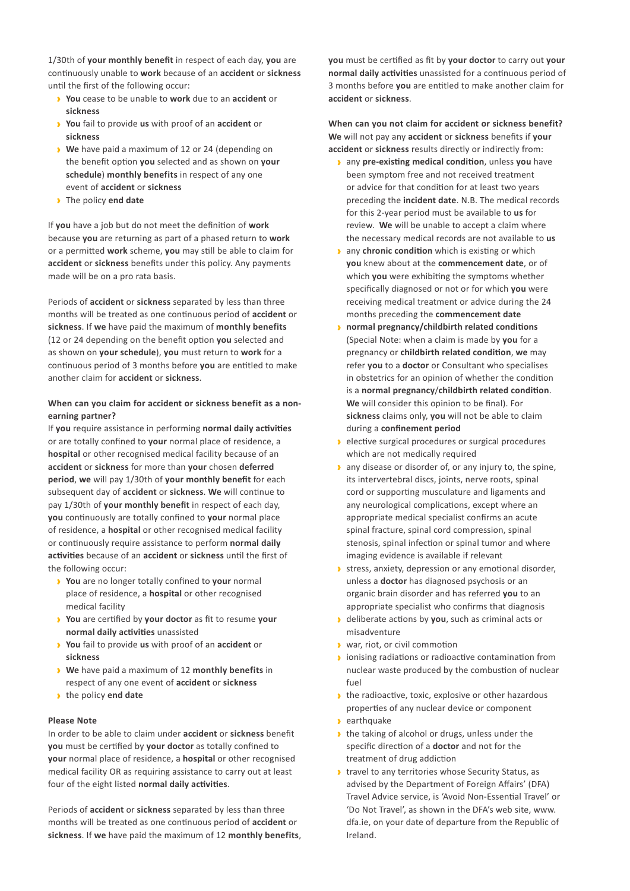1/30th of **your monthly benefit** in respect of each day, **you** are continuously unable to **work** because of an **accident** or **sickness** until the first of the following occur:

- **You** cease to be unable to **work** due to an **accident** or **sickness**
- **You** fail to provide **us** with proof of an **accident** or **sickness**
- **We** have paid a maximum of 12 or 24 (depending on the benefit option **you** selected and as shown on **your schedule**) **monthly benefits** in respect of any one event of **accident** or **sickness**
- The policy **end date**

If **you** have a job but do not meet the definition of **work** because **you** are returning as part of a phased return to **work** or a permitted **work** scheme, **you** may still be able to claim for **accident** or **sickness** benefits under this policy. Any payments made will be on a pro rata basis.

Periods of **accident** or **sickness** separated by less than three months will be treated as one continuous period of **accident** or **sickness**. If **we** have paid the maximum of **monthly benefits** (12 or 24 depending on the benefit option **you** selected and as shown on **your schedule**), **you** must return to **work** for a continuous period of 3 months before **you** are entitled to make another claim for **accident** or **sickness**.

**When can you claim for accident or sickness benefit as a non-earning partner?**

If **you** require assistance in performing **normal daily activities** or are totally confined to **your** normal place of residence, a **hospital** or other recognised medical facility because of an **accident** or **sickness** for more than **your** chosen **deferred period**, **we** will pay 1/30th of **your monthly benefit** for each subsequent day of **accident** or **sickness**. **We** will continue to pay 1/30th of **your monthly benefit** in respect of each day, **you** continuously are totally confined to **your** normal place of residence, a **hospital** or other recognised medical facility or continuously require assistance to perform **normal daily activities** because of an **accident** or **sickness** until the first of the following occur:

- **You** are no longer totally confined to **your** normal place of residence, a **hospital** or other recognised medical facility
- **You** are certified by **your doctor** as fit to resume **your normal daily activities** unassisted
- **You** fail to provide **us** with proof of an **accident** or **sickness**
- **We** have paid a maximum of 12 **monthly benefits** in respect of any one event of **accident** or **sickness**
- the policy **end date**

**Please Note**

In order to be able to claim under **accident** or **sickness** benefit **you** must be certified by **your doctor** as totally confined to **your** normal place of residence, a **hospital** or other recognised medical facility OR as requiring assistance to carry out at least four of the eight listed **normal daily activities**.

Periods of **accident** or **sickness** separated by less than three months will be treated as one continuous period of **accident** or **sickness**. If **we** have paid the maximum of 12 **monthly benefits**, **you** must be certified as fit by **your doctor** to carry out **your normal daily activities** unassisted for a continuous period of 3 months before **you** are entitled to make another claim for **accident** or **sickness**.

**When can you not claim for accident or sickness benefit?**

**We** will not pay any **accident** or **sickness** benefits if **your accident** or **sickness** results directly or indirectly from:

- any **pre-existing medical condition**, unless **you** have been symptom free and not received treatment or advice for that condition for at least two years preceding the **incident date**. N.B. The medical records for this 2-year period must be available to **us** for review. **We** will be unable to accept a claim where the necessary medical records are not available to **us**
- any **chronic condition** which is existing or which **you** knew about at the **commencement date**, or of which **you** were exhibiting the symptoms whether specifically diagnosed or not or for which **you** were receiving medical treatment or advice during the 24 months preceding the **commencement date**
- **normal pregnancy/childbirth related conditions** (Special Note: when a claim is made by **you** for a pregnancy or **childbirth related condition**, **we** may refer **you** to a **doctor** or Consultant who specialises in obstetrics for an opinion of whether the condition is a **normal pregnancy**/**childbirth related condition**. **We** will consider this opinion to be final). For **sickness** claims only, **you** will not be able to claim during a **confinement period**
- elective surgical procedures or surgical procedures which are not medically required
- any disease or disorder of, or any injury to, the spine, its intervertebral discs, joints, nerve roots, spinal cord or supporting musculature and ligaments and any neurological complications, except where an appropriate medical specialist confirms an acute spinal fracture, spinal cord compression, spinal stenosis, spinal infection or spinal tumor and where imaging evidence is available if relevant
- stress, anxiety, depression or any emotional disorder, unless a **doctor** has diagnosed psychosis or an organic brain disorder and has referred **you** to an appropriate specialist who confirms that diagnosis
- deliberate actions by **you**, such as criminal acts or misadventure
- war, riot, or civil commotion
- ionising radiations or radioactive contamination from nuclear waste produced by the combustion of nuclear fuel
- the radioactive, toxic, explosive or other hazardous properties of any nuclear device or component
- earthquake
- the taking of alcohol or drugs, unless under the specific direction of a **doctor** and not for the treatment of drug addiction
- travel to any territories whose Security Status, as advised by the Department of Foreign Affairs' (DFA) Travel Advice service, is 'Avoid Non-Essential Travel' or 'Do Not Travel', as shown in the DFA's web site, www.dfa.ie, on your date of departure from the Republic of Ireland.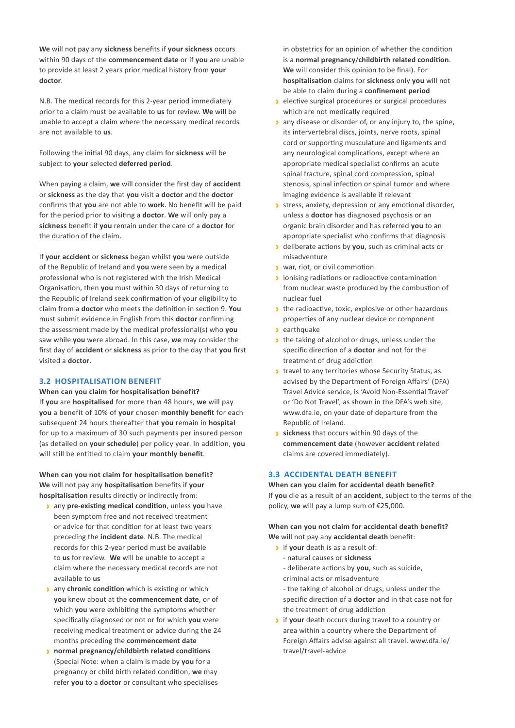**We** will not pay any **sickness** benefits if **your sickness** occurs within 90 days of the **commencement date** or if **you** are unable to provide at least 2 years prior medical history from **your doctor**.

N.B. The medical records for this 2-year period immediately prior to a claim must be available to **us** for review. **We** will be unable to accept a claim where the necessary medical records are not available to **us**.

Following the initial 90 days, any claim for **sickness** will be subject to **your** selected **deferred period**.

When paying a claim, **we** will consider the first day of **accident** or **sickness** as the day that **you** visit a **doctor** and the **doctor** confirms that **you** are not able to **work**. No benefit will be paid for the period prior to visiting a **doctor**. **We** will only pay a **sickness** benefit if **you** remain under the care of a **doctor** for the duration of the claim.

If **your accident** or **sickness** began whilst **you** were outside of the Republic of Ireland and **you** were seen by a medical professional who is not registered with the Irish Medical Organisation, then **you** must within 30 days of returning to the Republic of Ireland seek confirmation of your eligibility to claim from a **doctor** who meets the definition in section 9. **You** must submit evidence in English from this **doctor** confirming the assessment made by the medical professional(s) who **you** saw while **you** were abroad. In this case, **we** may consider the first day of **accident** or **sickness** as prior to the day that **you** first visited a **doctor**.

## 3.2 HOSPITALISATION BENEFIT

**When can you claim for hospitalisation benefit?**

If **you** are **hospitalised** for more than 48 hours, **we** will pay **you** a benefit of 10% of **your** chosen **monthly benefit** for each subsequent 24 hours thereafter that **you** remain in **hospital** for up to a maximum of 30 such payments per insured person (as detailed on **your schedule**) per policy year. In addition, **you** will still be entitled to claim **your monthly benefit**.

**When can you not claim for hospitalisation benefit?**

**We** will not pay any **hospitalisation** benefits if **your hospitalisation** results directly or indirectly from:

- any **pre-existing medical condition**, unless **you** have been symptom free and not received treatment or advice for that condition for at least two years preceding the **incident date**. N.B. The medical records for this 2-year period must be available to **us** for review. **We** will be unable to accept a claim where the necessary medical records are not available to **us**
- any **chronic condition** which is existing or which **you** knew about at the **commencement date**, or of which **you** were exhibiting the symptoms whether specifically diagnosed or not or for which **you** were receiving medical treatment or advice during the 24 months preceding the **commencement date**
- **normal pregnancy/childbirth related conditions** (Special Note: when a claim is made by **you** for a pregnancy or child birth related condition, **we** may refer **you** to a **doctor** or consultant who specialises in obstetrics for an opinion of whether the condition is a **normal pregnancy/childbirth related condition**. **We** will consider this opinion to be final). For **hospitalisation** claims for **sickness** only **you** will not be able to claim during a **confinement period**
- elective surgical procedures or surgical procedures which are not medically required
- any disease or disorder of, or any injury to, the spine, its intervertebral discs, joints, nerve roots, spinal cord or supporting musculature and ligaments and any neurological complications, except where an appropriate medical specialist confirms an acute spinal fracture, spinal cord compression, spinal stenosis, spinal infection or spinal tumor and where imaging evidence is available if relevant
- stress, anxiety, depression or any emotional disorder, unless a **doctor** has diagnosed psychosis or an organic brain disorder and has referred **you** to an appropriate specialist who confirms that diagnosis
- deliberate actions by **you**, such as criminal acts or misadventure
- war, riot, or civil commotion
- ionising radiations or radioactive contamination from nuclear waste produced by the combustion of nuclear fuel
- the radioactive, toxic, explosive or other hazardous properties of any nuclear device or component
- earthquake
- the taking of alcohol or drugs, unless under the specific direction of a **doctor** and not for the treatment of drug addiction
- travel to any territories whose Security Status, as advised by the Department of Foreign Affairs' (DFA) Travel Advice service, is 'Avoid Non-Essential Travel' or 'Do Not Travel', as shown in the DFA's web site, www.dfa.ie, on your date of departure from the Republic of Ireland.
- **sickness** that occurs within 90 days of the **commencement date** (however **accident** related claims are covered immediately).

## 3.3 ACCIDENTAL DEATH BENEFIT

**When can you claim for accidental death benefit?**

If **you** die as a result of an **accident**, subject to the terms of the policy, **we** will pay a lump sum of €25,000.

**When can you not claim for accidental death benefit?**

**We** will not pay any **accidental death** benefit:

- if **your** death is as a result of:
  - natural causes or **sickness**
  - deliberate actions by **you**, such as suicide, criminal acts or misadventure
  - the taking of alcohol or drugs, unless under the specific direction of a **doctor** and in that case not for the treatment of drug addiction
- if **your** death occurs during travel to a country or area within a country where the Department of Foreign Affairs advise against all travel. www.dfa.ie/travel/travel-advice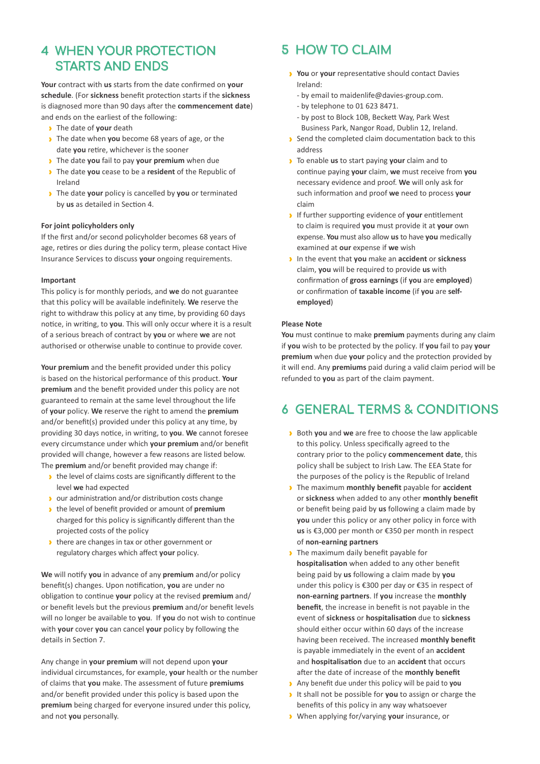## 4 WHEN YOUR PROTECTION STARTS AND ENDS

**Your** contract with **us** starts from the date confirmed on **your schedule**. (For **sickness** benefit protection starts if the **sickness** is diagnosed more than 90 days after the **commencement date**) and ends on the earliest of the following:

- The date of **your** death
- The date when **you** become 68 years of age, or the date **you** retire, whichever is the sooner
- The date **you** fail to pay **your premium** when due
- The date **you** cease to be a **resident** of the Republic of Ireland
- The date **your** policy is cancelled by **you** or terminated by **us** as detailed in Section 4.

**For joint policyholders only**

If the first and/or second policyholder becomes 68 years of age, retires or dies during the policy term, please contact Hive Insurance Services to discuss **your** ongoing requirements.

**Important**

This policy is for monthly periods, and **we** do not guarantee that this policy will be available indefinitely. **We** reserve the right to withdraw this policy at any time, by providing 60 days notice, in writing, to **you**. This will only occur where it is a result of a serious breach of contract by **you** or where **we** are not authorised or otherwise unable to continue to provide cover.

**Your premium** and the benefit provided under this policy is based on the historical performance of this product. **Your premium** and the benefit provided under this policy are not guaranteed to remain at the same level throughout the life of **your** policy. **We** reserve the right to amend the **premium** and/or benefit(s) provided under this policy at any time, by providing 30 days notice, in writing, to **you**. **We** cannot foresee every circumstance under which **your premium** and/or benefit provided will change, however a few reasons are listed below. The **premium** and/or benefit provided may change if:

- the level of claims costs are significantly different to the level **we** had expected
- our administration and/or distribution costs change
- the level of benefit provided or amount of **premium** charged for this policy is significantly different than the projected costs of the policy
- there are changes in tax or other government or regulatory charges which affect **your** policy.

**We** will notify **you** in advance of any **premium** and/or policy benefit(s) changes. Upon notification, **you** are under no obligation to continue **your** policy at the revised **premium** and/or benefit levels but the previous **premium** and/or benefit levels will no longer be available to **you**. If **you** do not wish to continue with **your** cover **you** can cancel **your** policy by following the details in Section 7.

Any change in **your premium** will not depend upon **your** individual circumstances, for example, **your** health or the number of claims that **you** make. The assessment of future **premiums** and/or benefit provided under this policy is based upon the **premium** being charged for everyone insured under this policy, and not **you** personally.

## 5 HOW TO CLAIM

- **You** or **your** representative should contact Davies Ireland:
  - by email to maidenlife@davies-group.com.
  - by telephone to 01 623 8471.
  - by post to Block 10B, Beckett Way, Park West Business Park, Nangor Road, Dublin 12, Ireland.
- Send the completed claim documentation back to this address
- To enable **us** to start paying **your** claim and to continue paying **your** claim, **we** must receive from **you** necessary evidence and proof. **We** will only ask for such information and proof **we** need to process **your** claim
- If further supporting evidence of **your** entitlement to claim is required **you** must provide it at **your** own expense. **You** must also allow **us** to have **you** medically examined at **our** expense if **we** wish
- In the event that **you** make an **accident** or **sickness** claim, **you** will be required to provide **us** with confirmation of **gross earnings** (if **you** are **employed**) or confirmation of **taxable income** (if **you** are **self-employed**)

**Please Note**

**You** must continue to make **premium** payments during any claim if **you** wish to be protected by the policy. If **you** fail to pay **your premium** when due **your** policy and the protection provided by it will end. Any **premiums** paid during a valid claim period will be refunded to **you** as part of the claim payment.

## 6 GENERAL TERMS & CONDITIONS

- Both **you** and **we** are free to choose the law applicable to this policy. Unless specifically agreed to the contrary prior to the policy **commencement date**, this policy shall be subject to Irish Law. The EEA State for the purposes of the policy is the Republic of Ireland
- The maximum **monthly benefit** payable for **accident** or **sickness** when added to any other **monthly benefit** or benefit being paid by **us** following a claim made by **you** under this policy or any other policy in force with **us** is €3,000 per month or €350 per month in respect of **non-earning partners**
- The maximum daily benefit payable for **hospitalisation** when added to any other benefit being paid by **us** following a claim made by **you** under this policy is €300 per day or €35 in respect of **non-earning partners**. If **you** increase the **monthly benefit**, the increase in benefit is not payable in the event of **sickness** or **hospitalisation** due to **sickness** should either occur within 60 days of the increase having been received. The increased **monthly benefit** is payable immediately in the event of an **accident** and **hospitalisation** due to an **accident** that occurs after the date of increase of the **monthly benefit**
- Any benefit due under this policy will be paid to **you**
- It shall not be possible for **you** to assign or charge the benefits of this policy in any way whatsoever
- When applying for/varying **your** insurance, or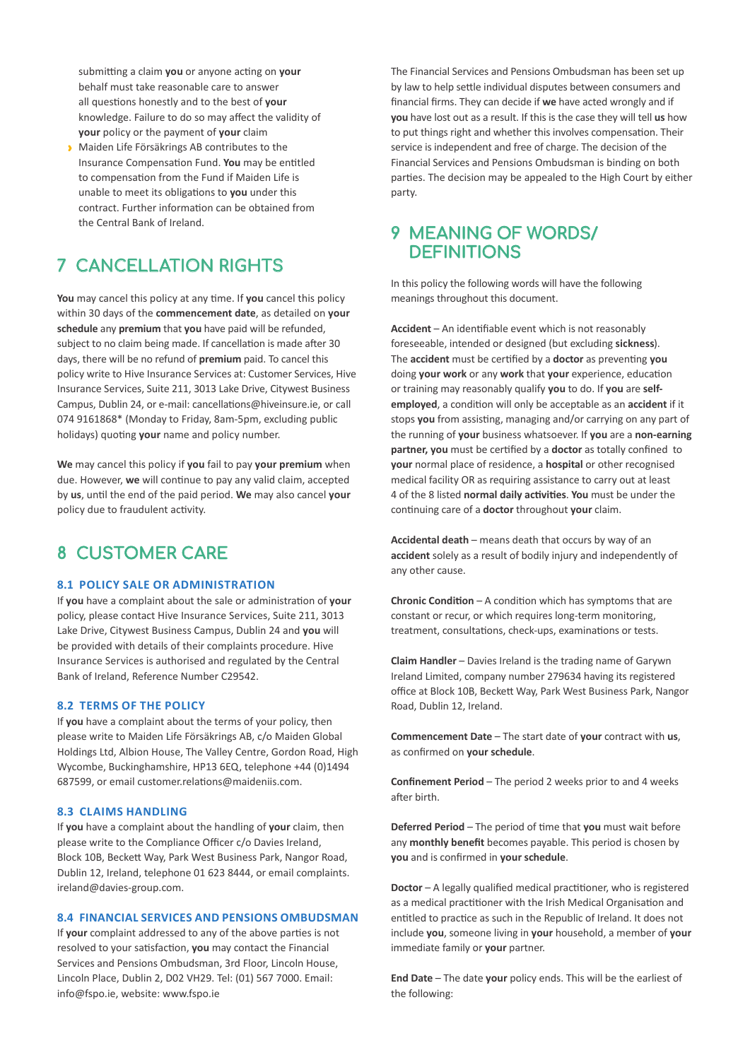submitting a claim **you** or anyone acting on **your** behalf must take reasonable care to answer all questions honestly and to the best of **your** knowledge. Failure to do so may affect the validity of **your** policy or the payment of **your** claim

- Maiden Life Försäkrings AB contributes to the Insurance Compensation Fund. **You** may be entitled to compensation from the Fund if Maiden Life is unable to meet its obligations to **you** under this contract. Further information can be obtained from the Central Bank of Ireland.

## 7 CANCELLATION RIGHTS

**You** may cancel this policy at any time. If **you** cancel this policy within 30 days of the **commencement date**, as detailed on **your schedule** any **premium** that **you** have paid will be refunded, subject to no claim being made. If cancellation is made after 30 days, there will be no refund of **premium** paid. To cancel this policy write to Hive Insurance Services at: Customer Services, Hive Insurance Services, Suite 211, 3013 Lake Drive, Citywest Business Campus, Dublin 24, or e-mail: cancellations@hiveinsure.ie, or call 074 9161868* (Monday to Friday, 8am-5pm, excluding public holidays) quoting **your** name and policy number.

**We** may cancel this policy if **you** fail to pay **your premium** when due. However, **we** will continue to pay any valid claim, accepted by **us**, until the end of the paid period. **We** may also cancel **your** policy due to fraudulent activity.

## 8 CUSTOMER CARE

### 8.1 POLICY SALE OR ADMINISTRATION

If **you** have a complaint about the sale or administration of **your** policy, please contact Hive Insurance Services, Suite 211, 3013 Lake Drive, Citywest Business Campus, Dublin 24 and **you** will be provided with details of their complaints procedure. Hive Insurance Services is authorised and regulated by the Central Bank of Ireland, Reference Number C29542.

### 8.2 TERMS OF THE POLICY

If **you** have a complaint about the terms of your policy, then please write to Maiden Life Försäkrings AB, c/o Maiden Global Holdings Ltd, Albion House, The Valley Centre, Gordon Road, High Wycombe, Buckinghamshire, HP13 6EQ, telephone +44 (0)1494 687599, or email customer.relations@maideniis.com.

### 8.3 CLAIMS HANDLING

If **you** have a complaint about the handling of **your** claim, then please write to the Compliance Officer c/o Davies Ireland, Block 10B, Beckett Way, Park West Business Park, Nangor Road, Dublin 12, Ireland, telephone 01 623 8444, or email complaints.ireland@davies-group.com.

### 8.4 FINANCIAL SERVICES AND PENSIONS OMBUDSMAN

If **your** complaint addressed to any of the above parties is not resolved to your satisfaction, **you** may contact the Financial Services and Pensions Ombudsman, 3rd Floor, Lincoln House, Lincoln Place, Dublin 2, D02 VH29. Tel: (01) 567 7000. Email: info@fspo.ie, website: www.fspo.ie

The Financial Services and Pensions Ombudsman has been set up by law to help settle individual disputes between consumers and financial firms. They can decide if **we** have acted wrongly and if **you** have lost out as a result. If this is the case they will tell **us** how to put things right and whether this involves compensation. Their service is independent and free of charge. The decision of the Financial Services and Pensions Ombudsman is binding on both parties. The decision may be appealed to the High Court by either party.

## 9 MEANING OF WORDS/ DEFINITIONS

In this policy the following words will have the following meanings throughout this document.

**Accident** – An identifiable event which is not reasonably foreseeable, intended or designed (but excluding **sickness**). The **accident** must be certified by a **doctor** as preventing **you** doing **your work** or any **work** that **your** experience, education or training may reasonably qualify **you** to do. If **you** are **self-employed**, a condition will only be acceptable as an **accident** if it stops **you** from assisting, managing and/or carrying on any part of the running of **your** business whatsoever. If **you** are a **non-earning partner, you** must be certified by a **doctor** as totally confined to **your** normal place of residence, a **hospital** or other recognised medical facility OR as requiring assistance to carry out at least 4 of the 8 listed **normal daily activities**. **You** must be under the continuing care of a **doctor** throughout **your** claim.

**Accidental death** – means death that occurs by way of an **accident** solely as a result of bodily injury and independently of any other cause.

**Chronic Condition** – A condition which has symptoms that are constant or recur, or which requires long-term monitoring, treatment, consultations, check-ups, examinations or tests.

**Claim Handler** – Davies Ireland is the trading name of Garywn Ireland Limited, company number 279634 having its registered office at Block 10B, Beckett Way, Park West Business Park, Nangor Road, Dublin 12, Ireland.

**Commencement Date** – The start date of **your** contract with **us**, as confirmed on **your schedule**.

**Confinement Period** – The period 2 weeks prior to and 4 weeks after birth.

**Deferred Period** – The period of time that **you** must wait before any **monthly benefit** becomes payable. This period is chosen by **you** and is confirmed in **your schedule**.

**Doctor** – A legally qualified medical practitioner, who is registered as a medical practitioner with the Irish Medical Organisation and entitled to practice as such in the Republic of Ireland. It does not include **you**, someone living in **your** household, a member of **your** immediate family or **your** partner.

**End Date** – The date **your** policy ends. This will be the earliest of the following: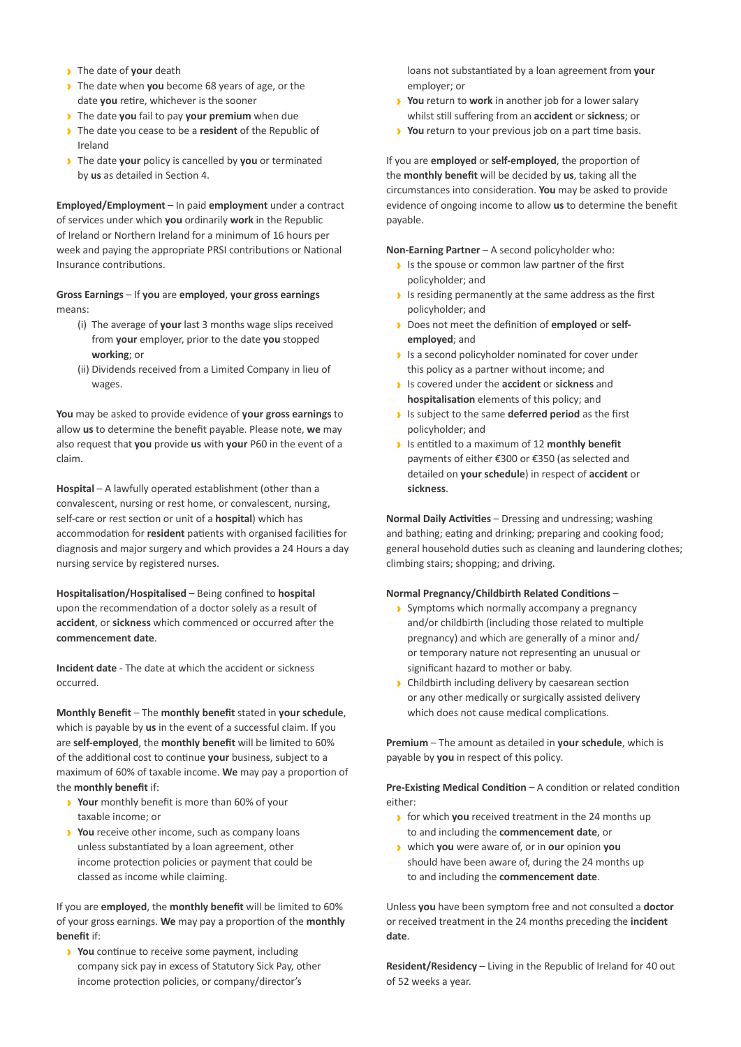- The date of **your** death
- The date when **you** become 68 years of age, or the date **you** retire, whichever is the sooner
- The date **you** fail to pay **your premium** when due
- The date you cease to be a **resident** of the Republic of Ireland
- The date **your** policy is cancelled by **you** or terminated by **us** as detailed in Section 4.

**Employed/Employment** – In paid **employment** under a contract of services under which **you** ordinarily **work** in the Republic of Ireland or Northern Ireland for a minimum of 16 hours per week and paying the appropriate PRSI contributions or National Insurance contributions.

**Gross Earnings** – If **you** are **employed**, **your gross earnings** means:

(i) The average of **your** last 3 months wage slips received from **your** employer, prior to the date **you** stopped **working**; or

(ii) Dividends received from a Limited Company in lieu of wages.

**You** may be asked to provide evidence of **your gross earnings** to allow **us** to determine the benefit payable. Please note, **we** may also request that **you** provide **us** with **your** P60 in the event of a claim.

**Hospital** – A lawfully operated establishment (other than a convalescent, nursing or rest home, or convalescent, nursing, self-care or rest section or unit of a **hospital**) which has accommodation for **resident** patients with organised facilities for diagnosis and major surgery and which provides a 24 Hours a day nursing service by registered nurses.

**Hospitalisation/Hospitalised** – Being confined to **hospital** upon the recommendation of a doctor solely as a result of **accident**, or **sickness** which commenced or occurred after the **commencement date**.

**Incident date** - The date at which the accident or sickness occurred.

**Monthly Benefit** – The **monthly benefit** stated in **your schedule**, which is payable by **us** in the event of a successful claim. If you are **self-employed**, the **monthly benefit** will be limited to 60% of the additional cost to continue **your** business, subject to a maximum of 60% of taxable income. **We** may pay a proportion of the **monthly benefit** if:

- **Your** monthly benefit is more than 60% of your taxable income; or
- **You** receive other income, such as company loans unless substantiated by a loan agreement, other income protection policies or payment that could be classed as income while claiming.

If you are **employed**, the **monthly benefit** will be limited to 60% of your gross earnings. **We** may pay a proportion of the **monthly benefit** if:

- **You** continue to receive some payment, including company sick pay in excess of Statutory Sick Pay, other income protection policies, or company/director's loans not substantiated by a loan agreement from **your** employer; or
- **You** return to **work** in another job for a lower salary whilst still suffering from an **accident** or **sickness**; or
- **You** return to your previous job on a part time basis.

If you are **employed** or **self-employed**, the proportion of the **monthly benefit** will be decided by **us**, taking all the circumstances into consideration. **You** may be asked to provide evidence of ongoing income to allow **us** to determine the benefit payable.

**Non-Earning Partner** – A second policyholder who:

- Is the spouse or common law partner of the first policyholder; and
- Is residing permanently at the same address as the first policyholder; and
- Does not meet the definition of **employed** or **self-employed**; and
- Is a second policyholder nominated for cover under this policy as a partner without income; and
- Is covered under the **accident** or **sickness** and **hospitalisation** elements of this policy; and
- Is subject to the same **deferred period** as the first policyholder; and
- Is entitled to a maximum of 12 **monthly benefit** payments of either €300 or €350 (as selected and detailed on **your schedule**) in respect of **accident** or **sickness**.

**Normal Daily Activities** – Dressing and undressing; washing and bathing; eating and drinking; preparing and cooking food; general household duties such as cleaning and laundering clothes; climbing stairs; shopping; and driving.

**Normal Pregnancy/Childbirth Related Conditions** –

- Symptoms which normally accompany a pregnancy and/or childbirth (including those related to multiple pregnancy) and which are generally of a minor and/or temporary nature not representing an unusual or significant hazard to mother or baby.
- Childbirth including delivery by caesarean section or any other medically or surgically assisted delivery which does not cause medical complications.

**Premium** – The amount as detailed in **your schedule**, which is payable by **you** in respect of this policy.

**Pre-Existing Medical Condition** – A condition or related condition either:

- for which **you** received treatment in the 24 months up to and including the **commencement date**, or
- which **you** were aware of, or in **our** opinion **you** should have been aware of, during the 24 months up to and including the **commencement date**.

Unless **you** have been symptom free and not consulted a **doctor** or received treatment in the 24 months preceding the **incident date**.

**Resident/Residency** – Living in the Republic of Ireland for 40 out of 52 weeks a year.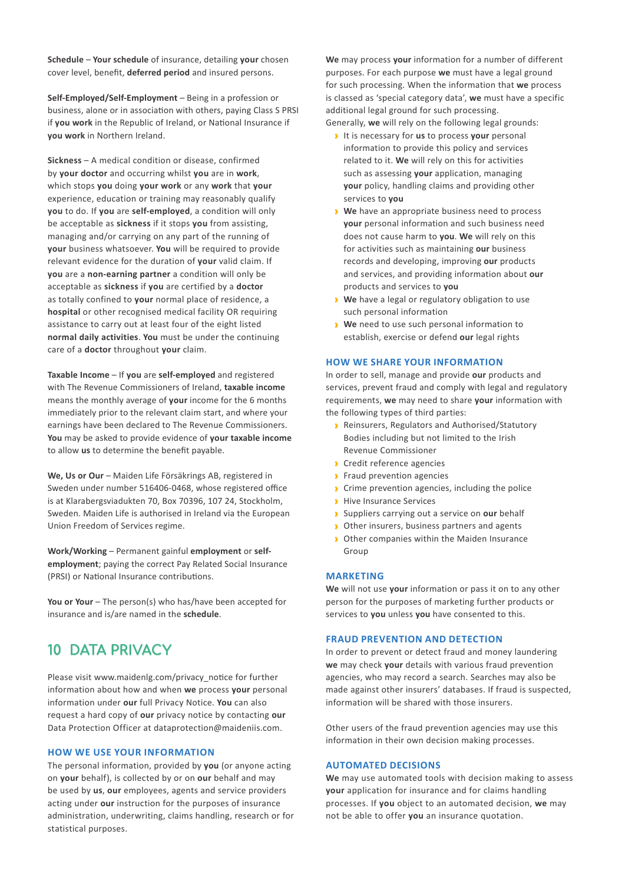**Schedule** – **Your schedule** of insurance, detailing **your** chosen cover level, benefit, **deferred period** and insured persons.

**Self-Employed/Self-Employment** – Being in a profession or business, alone or in association with others, paying Class S PRSI if **you work** in the Republic of Ireland, or National Insurance if **you work** in Northern Ireland.

**Sickness** – A medical condition or disease, confirmed by **your doctor** and occurring whilst **you** are in **work**, which stops **you** doing **your work** or any **work** that **your** experience, education or training may reasonably qualify **you** to do. If **you** are **self-employed**, a condition will only be acceptable as **sickness** if it stops **you** from assisting, managing and/or carrying on any part of the running of **your** business whatsoever. **You** will be required to provide relevant evidence for the duration of **your** valid claim. If **you** are a **non-earning partner** a condition will only be acceptable as **sickness** if **you** are certified by a **doctor** as totally confined to **your** normal place of residence, a **hospital** or other recognised medical facility OR requiring assistance to carry out at least four of the eight listed **normal daily activities**. **You** must be under the continuing care of a **doctor** throughout **your** claim.

**Taxable Income** – If **you** are **self-employed** and registered with The Revenue Commissioners of Ireland, **taxable income** means the monthly average of **your** income for the 6 months immediately prior to the relevant claim start, and where your earnings have been declared to The Revenue Commissioners. **You** may be asked to provide evidence of **your taxable income** to allow **us** to determine the benefit payable.

**We, Us or Our** – Maiden Life Försäkrings AB, registered in Sweden under number 516406-0468, whose registered office is at Klarabergsviadukten 70, Box 70396, 107 24, Stockholm, Sweden. Maiden Life is authorised in Ireland via the European Union Freedom of Services regime.

**Work/Working** – Permanent gainful **employment** or **self-employment**; paying the correct Pay Related Social Insurance (PRSI) or National Insurance contributions.

**You or Your** – The person(s) who has/have been accepted for insurance and is/are named in the **schedule**.

## 10 DATA PRIVACY

Please visit www.maidenlg.com/privacy_notice for further information about how and when **we** process **your** personal information under **our** full Privacy Notice. **You** can also request a hard copy of **our** privacy notice by contacting **our** Data Protection Officer at dataprotection@maideniis.com.

### HOW WE USE YOUR INFORMATION

The personal information, provided by **you** (or anyone acting on **your** behalf), is collected by or on **our** behalf and may be used by **us**, **our** employees, agents and service providers acting under **our** instruction for the purposes of insurance administration, underwriting, claims handling, research or for statistical purposes.

**We** may process **your** information for a number of different purposes. For each purpose **we** must have a legal ground for such processing. When the information that **we** process is classed as 'special category data', **we** must have a specific additional legal ground for such processing.
Generally, **we** will rely on the following legal grounds:

- It is necessary for **us** to process **your** personal information to provide this policy and services related to it. **We** will rely on this for activities such as assessing **your** application, managing **your** policy, handling claims and providing other services to **you**
- **We** have an appropriate business need to process **your** personal information and such business need does not cause harm to **you**. **We** will rely on this for activities such as maintaining **our** business records and developing, improving **our** products and services, and providing information about **our** products and services to **you**
- **We** have a legal or regulatory obligation to use such personal information
- **We** need to use such personal information to establish, exercise or defend **our** legal rights

### HOW WE SHARE YOUR INFORMATION

In order to sell, manage and provide **our** products and services, prevent fraud and comply with legal and regulatory requirements, **we** may need to share **your** information with the following types of third parties:

- Reinsurers, Regulators and Authorised/Statutory Bodies including but not limited to the Irish Revenue Commissioner
- Credit reference agencies
- Fraud prevention agencies
- Crime prevention agencies, including the police
- Hive Insurance Services
- Suppliers carrying out a service on **our** behalf
- Other insurers, business partners and agents
- Other companies within the Maiden Insurance Group

### MARKETING

**We** will not use **your** information or pass it on to any other person for the purposes of marketing further products or services to **you** unless **you** have consented to this.

### FRAUD PREVENTION AND DETECTION

In order to prevent or detect fraud and money laundering **we** may check **your** details with various fraud prevention agencies, who may record a search. Searches may also be made against other insurers' databases. If fraud is suspected, information will be shared with those insurers.

Other users of the fraud prevention agencies may use this information in their own decision making processes.

### AUTOMATED DECISIONS

**We** may use automated tools with decision making to assess **your** application for insurance and for claims handling processes. If **you** object to an automated decision, **we** may not be able to offer **you** an insurance quotation.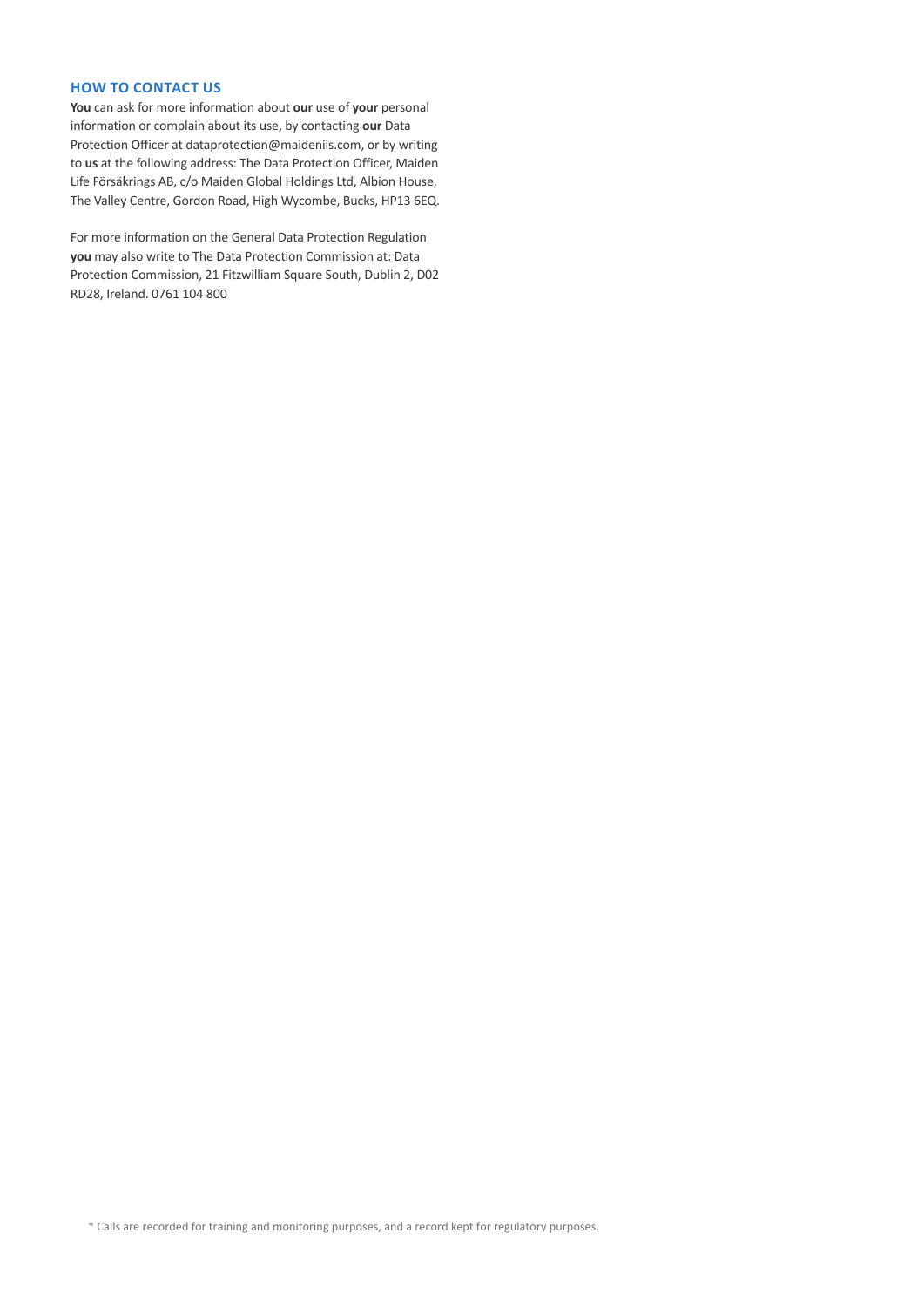## HOW TO CONTACT US

**You** can ask for more information about **our** use of **your** personal information or complain about its use, by contacting **our** Data Protection Officer at dataprotection@maideniis.com, or by writing to **us** at the following address: The Data Protection Officer, Maiden Life Försäkrings AB, c/o Maiden Global Holdings Ltd, Albion House, The Valley Centre, Gordon Road, High Wycombe, Bucks, HP13 6EQ.

For more information on the General Data Protection Regulation **you** may also write to The Data Protection Commission at: Data Protection Commission, 21 Fitzwilliam Square South, Dublin 2, D02 RD28, Ireland. 0761 104 800

* Calls are recorded for training and monitoring purposes, and a record kept for regulatory purposes.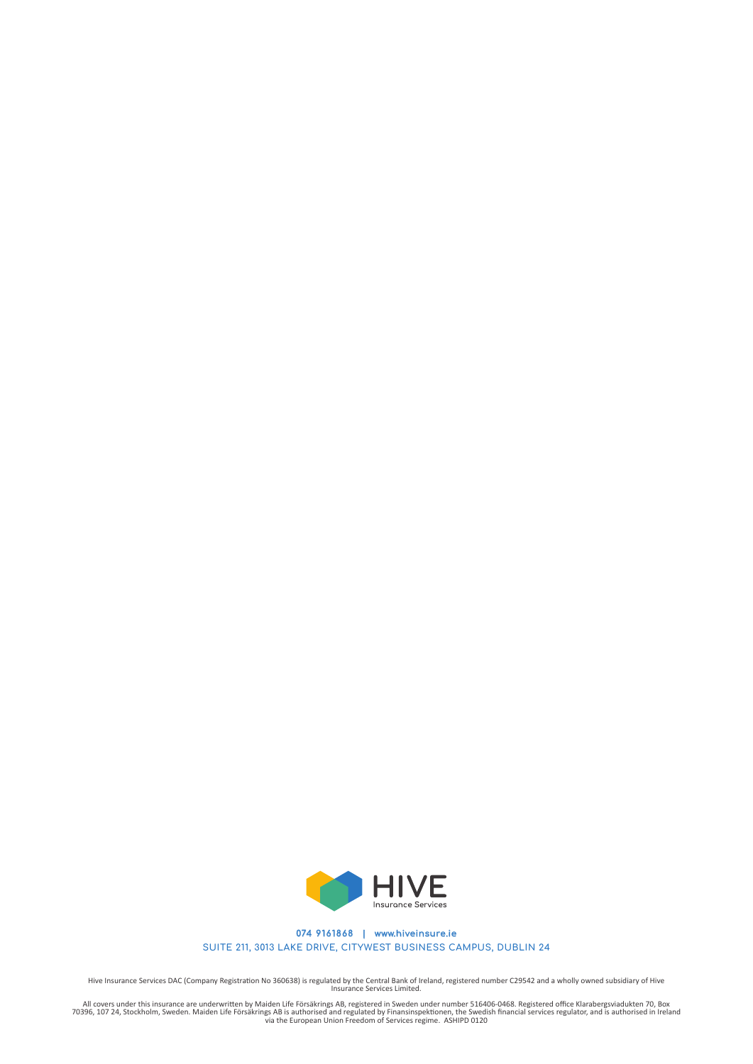HIVE
Insurance Services

**074 9161868 | www.hiveinsure.ie**

SUITE 211, 3013 LAKE DRIVE, CITYWEST BUSINESS CAMPUS, DUBLIN 24

Hive Insurance Services DAC (Company Registration No 360638) is regulated by the Central Bank of Ireland, registered number C29542 and a wholly owned subsidiary of Hive Insurance Services Limited.

All covers under this insurance are underwritten by Maiden Life Försäkrings AB, registered in Sweden under number 516406-0468. Registered office Klarabergsviadukten 70, Box 70396, 107 24, Stockholm, Sweden. Maiden Life Försäkrings AB is authorised and regulated by Finansinspektionen, the Swedish financial services regulator, and is authorised in Ireland via the European Union Freedom of Services regime. ASHIPD 0120